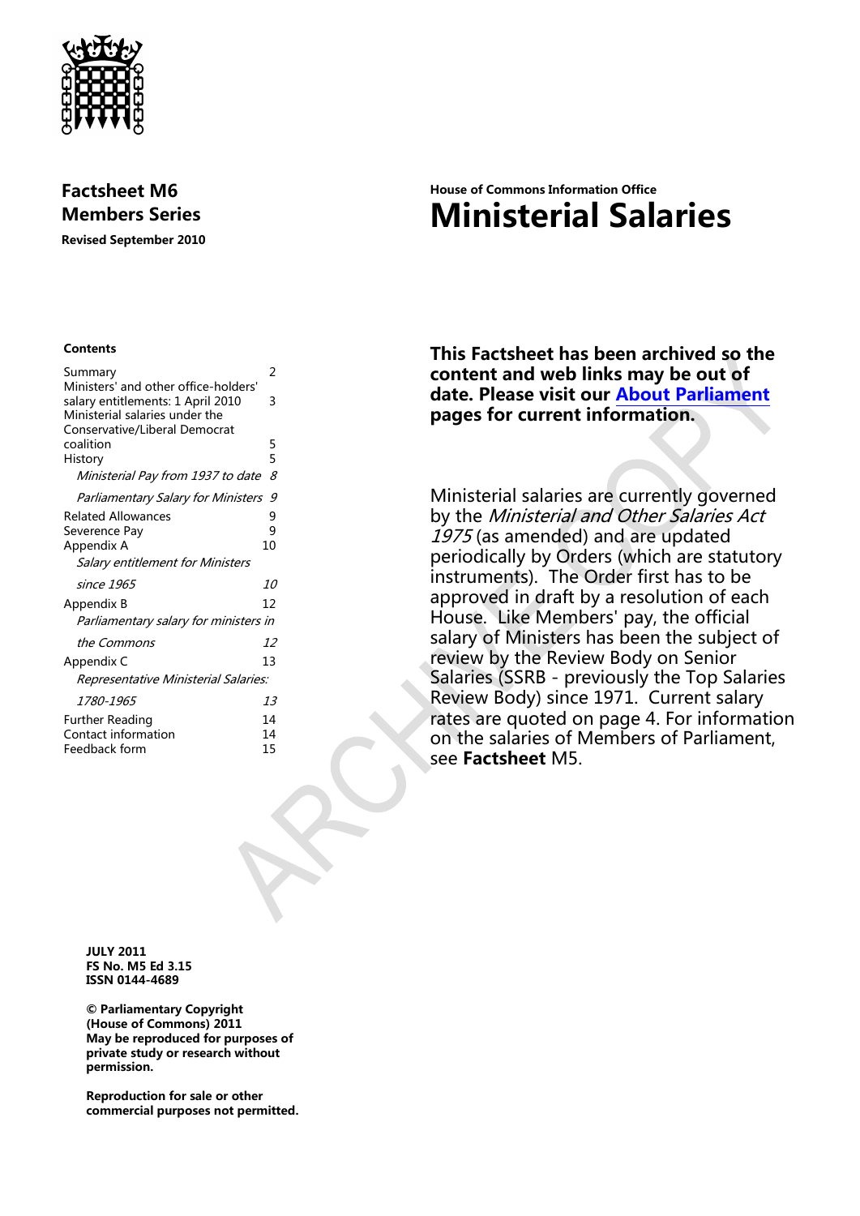**Factsheet M6**
**Members Series**
**Revised September 2010**

House of Commons Information Office

# Ministerial Salaries

**Contents**

| | |
|---|---|
| Summary | 2 |
| Ministers' and other office-holders' salary entitlements: 1 April 2010 | 3 |
| Ministerial salaries under the Conservative/Liberal Democrat coalition | 5 |
| History | 5 |
| *Ministerial Pay from 1937 to date* | *8* |
| *Parliamentary Salary for Ministers* | *9* |
| Related Allowances | 9 |
| Severence Pay | 9 |
| Appendix A | 10 |
| *Salary entitlement for Ministers since 1965* | *10* |
| Appendix B | 12 |
| *Parliamentary salary for ministers in the Commons* | *12* |
| Appendix C | 13 |
| *Representative Ministerial Salaries: 1780-1965* | *13* |
| Further Reading | 14 |
| Contact information | 14 |
| Feedback form | 15 |

**This Factsheet has been archived so the content and web links may be out of date. Please visit our About Parliament pages for current information.**

Ministerial salaries are currently governed by the *Ministerial and Other Salaries Act 1975* (as amended) and are updated periodically by Orders (which are statutory instruments). The Order first has to be approved in draft by a resolution of each House. Like Members' pay, the official salary of Ministers has been the subject of review by the Review Body on Senior Salaries (SSRB - previously the Top Salaries Review Body) since 1971. Current salary rates are quoted on page 4. For information on the salaries of Members of Parliament, see **Factsheet** M5.

**JULY 2011**
**FS No. M5 Ed 3.15**
**ISSN 0144-4689**

**© Parliamentary Copyright (House of Commons) 2011**
**May be reproduced for purposes of private study or research without permission.**

**Reproduction for sale or other commercial purposes not permitted.**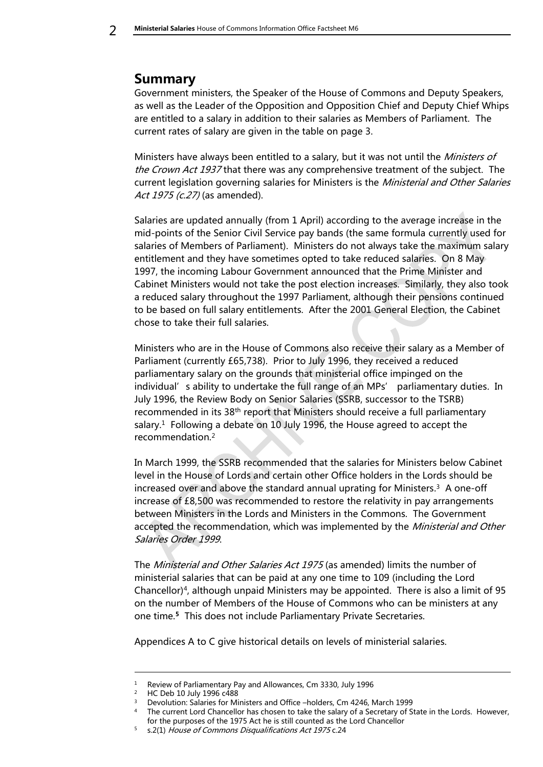## Summary

Government ministers, the Speaker of the House of Commons and Deputy Speakers, as well as the Leader of the Opposition and Opposition Chief and Deputy Chief Whips are entitled to a salary in addition to their salaries as Members of Parliament. The current rates of salary are given in the table on page 3.

Ministers have always been entitled to a salary, but it was not until the *Ministers of the Crown Act 1937* that there was any comprehensive treatment of the subject. The current legislation governing salaries for Ministers is the *Ministerial and Other Salaries Act 1975 (c.27)* (as amended).

Salaries are updated annually (from 1 April) according to the average increase in the mid-points of the Senior Civil Service pay bands (the same formula currently used for salaries of Members of Parliament). Ministers do not always take the maximum salary entitlement and they have sometimes opted to take reduced salaries. On 8 May 1997, the incoming Labour Government announced that the Prime Minister and Cabinet Ministers would not take the post election increases. Similarly, they also took a reduced salary throughout the 1997 Parliament, although their pensions continued to be based on full salary entitlements. After the 2001 General Election, the Cabinet chose to take their full salaries.

Ministers who are in the House of Commons also receive their salary as a Member of Parliament (currently £65,738). Prior to July 1996, they received a reduced parliamentary salary on the grounds that ministerial office impinged on the individual's ability to undertake the full range of an MPs' parliamentary duties. In July 1996, the Review Body on Senior Salaries (SSRB, successor to the TSRB) recommended in its 38th report that Ministers should receive a full parliamentary salary.[1] Following a debate on 10 July 1996, the House agreed to accept the recommendation.[2]

In March 1999, the SSRB recommended that the salaries for Ministers below Cabinet level in the House of Lords and certain other Office holders in the Lords should be increased over and above the standard annual uprating for Ministers.[3] A one-off increase of £8,500 was recommended to restore the relativity in pay arrangements between Ministers in the Lords and Ministers in the Commons. The Government accepted the recommendation, which was implemented by the *Ministerial and Other Salaries Order 1999*.

The *Ministerial and Other Salaries Act 1975* (as amended) limits the number of ministerial salaries that can be paid at any one time to 109 (including the Lord Chancellor)[4], although unpaid Ministers may be appointed. There is also a limit of 95 on the number of Members of the House of Commons who can be ministers at any one time.[5] This does not include Parliamentary Private Secretaries.

Appendices A to C give historical details on levels of ministerial salaries.

---

[1] Review of Parliamentary Pay and Allowances, Cm 3330, July 1996

[2] HC Deb 10 July 1996 c488

[3] Devolution: Salaries for Ministers and Office –holders, Cm 4246, March 1999

[4] The current Lord Chancellor has chosen to take the salary of a Secretary of State in the Lords. However, for the purposes of the 1975 Act he is still counted as the Lord Chancellor

[5] s.2(1) *House of Commons Disqualifications Act 1975* c.24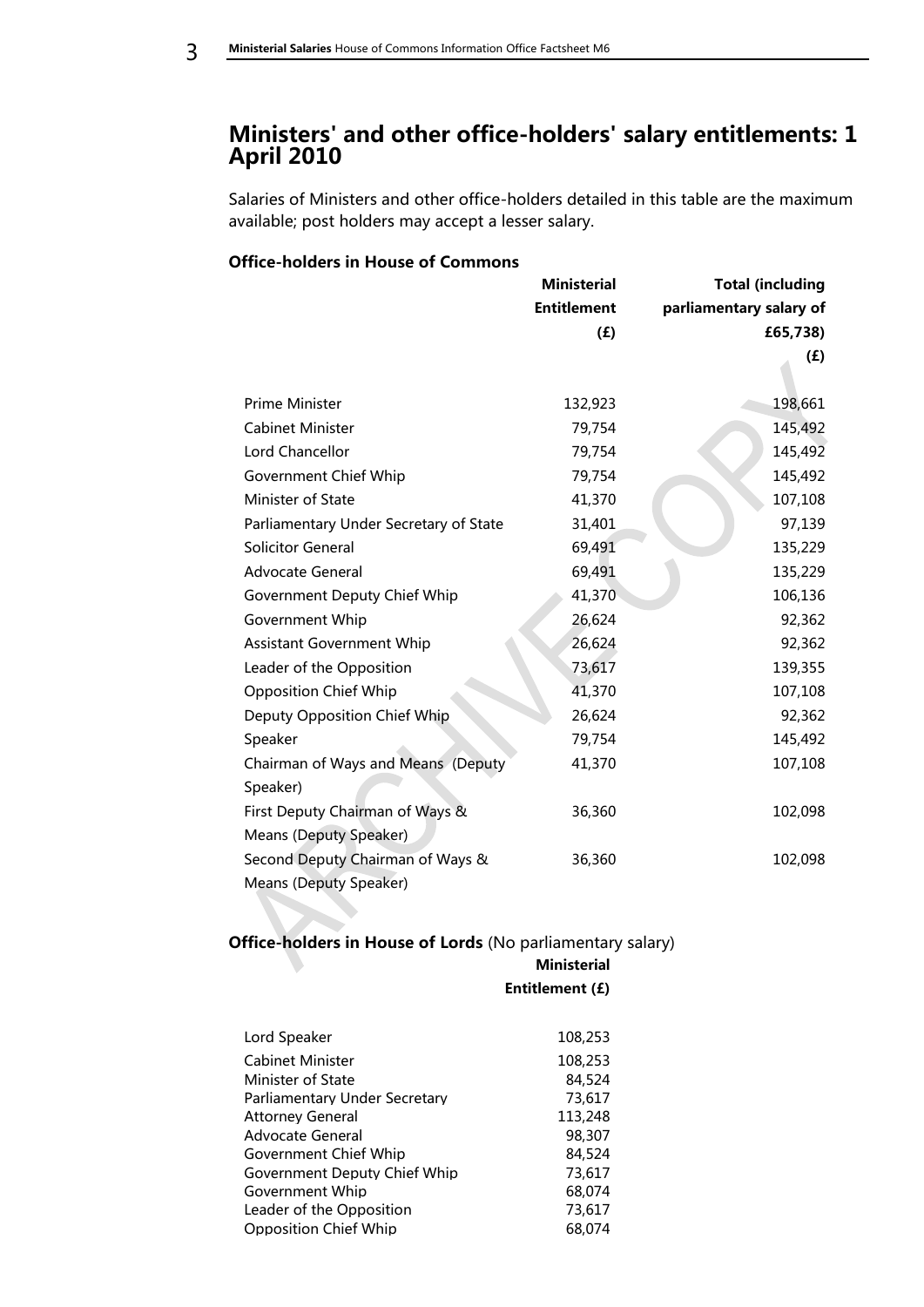## Ministers' and other office-holders' salary entitlements: 1 April 2010

Salaries of Ministers and other office-holders detailed in this table are the maximum available; post holders may accept a lesser salary.

### Office-holders in House of Commons

| | Ministerial Entitlement (£) | Total (including parliamentary salary of £65,738) (£) |
|---|---|---|
| Prime Minister | 132,923 | 198,661 |
| Cabinet Minister | 79,754 | 145,492 |
| Lord Chancellor | 79,754 | 145,492 |
| Government Chief Whip | 79,754 | 145,492 |
| Minister of State | 41,370 | 107,108 |
| Parliamentary Under Secretary of State | 31,401 | 97,139 |
| Solicitor General | 69,491 | 135,229 |
| Advocate General | 69,491 | 135,229 |
| Government Deputy Chief Whip | 41,370 | 106,136 |
| Government Whip | 26,624 | 92,362 |
| Assistant Government Whip | 26,624 | 92,362 |
| Leader of the Opposition | 73,617 | 139,355 |
| Opposition Chief Whip | 41,370 | 107,108 |
| Deputy Opposition Chief Whip | 26,624 | 92,362 |
| Speaker | 79,754 | 145,492 |
| Chairman of Ways and Means (Deputy Speaker) | 41,370 | 107,108 |
| First Deputy Chairman of Ways & Means (Deputy Speaker) | 36,360 | 102,098 |
| Second Deputy Chairman of Ways & Means (Deputy Speaker) | 36,360 | 102,098 |

### Office-holders in House of Lords (No parliamentary salary)

| | Ministerial Entitlement (£) |
|---|---|
| Lord Speaker | 108,253 |
| Cabinet Minister | 108,253 |
| Minister of State | 84,524 |
| Parliamentary Under Secretary | 73,617 |
| Attorney General | 113,248 |
| Advocate General | 98,307 |
| Government Chief Whip | 84,524 |
| Government Deputy Chief Whip | 73,617 |
| Government Whip | 68,074 |
| Leader of the Opposition | 73,617 |
| Opposition Chief Whip | 68,074 |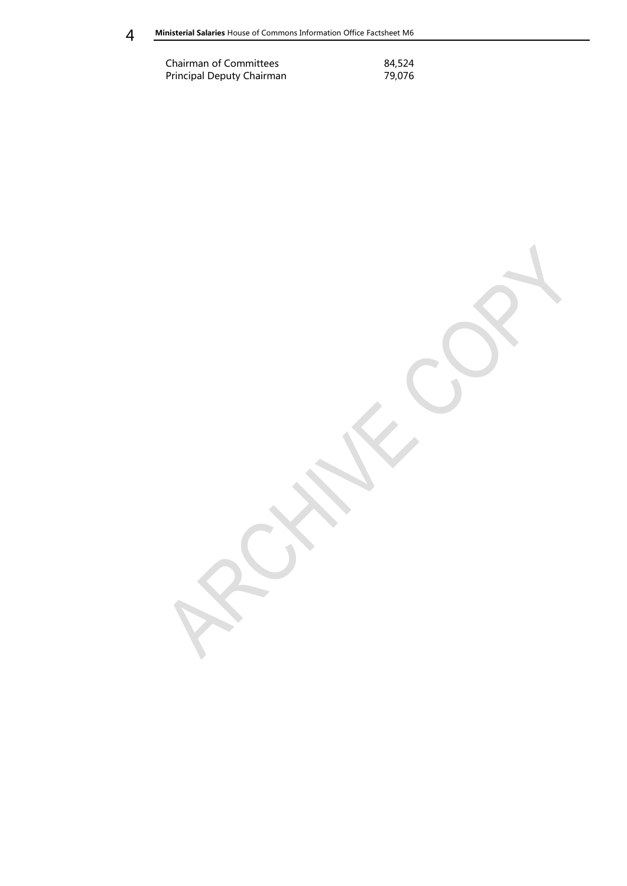| | |
|---|---|
| Chairman of Committees | 84,524 |
| Principal Deputy Chairman | 79,076 |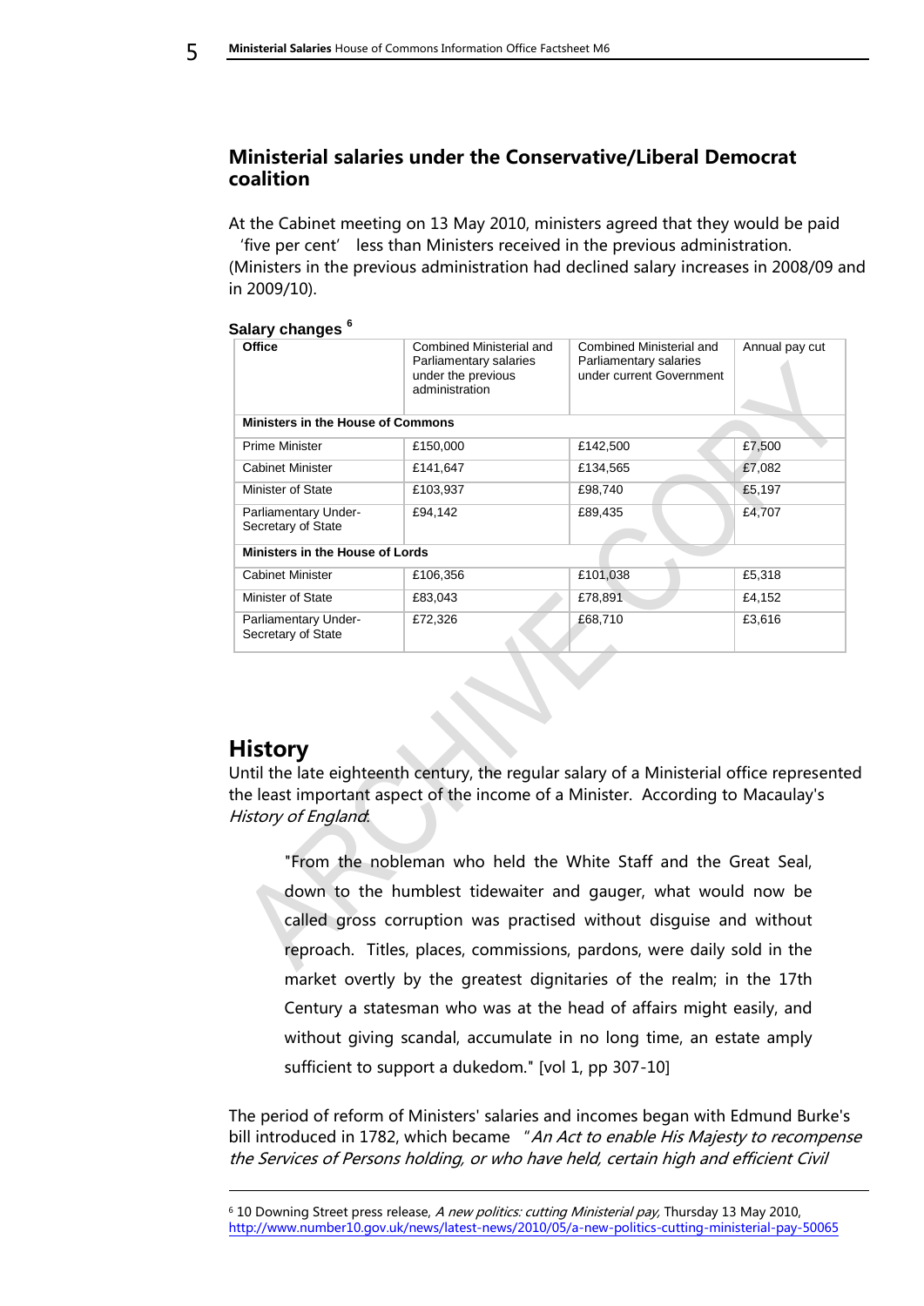## Ministerial salaries under the Conservative/Liberal Democrat coalition

At the Cabinet meeting on 13 May 2010, ministers agreed that they would be paid 'five per cent' less than Ministers received in the previous administration. (Ministers in the previous administration had declined salary increases in 2008/09 and in 2009/10).

**Salary changes** [6]

| Office | Combined Ministerial and Parliamentary salaries under the previous administration | Combined Ministerial and Parliamentary salaries under current Government | Annual pay cut |
|---|---|---|---|
| **Ministers in the House of Commons** | | | |
| Prime Minister | £150,000 | £142,500 | £7,500 |
| Cabinet Minister | £141,647 | £134,565 | £7,082 |
| Minister of State | £103,937 | £98,740 | £5,197 |
| Parliamentary Under-Secretary of State | £94,142 | £89,435 | £4,707 |
| **Ministers in the House of Lords** | | | |
| Cabinet Minister | £106,356 | £101,038 | £5,318 |
| Minister of State | £83,043 | £78,891 | £4,152 |
| Parliamentary Under-Secretary of State | £72,326 | £68,710 | £3,616 |

# History

Until the late eighteenth century, the regular salary of a Ministerial office represented the least important aspect of the income of a Minister. According to Macaulay's *History of England*:

> "From the nobleman who held the White Staff and the Great Seal, down to the humblest tidewaiter and gauger, what would now be called gross corruption was practised without disguise and without reproach. Titles, places, commissions, pardons, were daily sold in the market overtly by the greatest dignitaries of the realm; in the 17th Century a statesman who was at the head of affairs might easily, and without giving scandal, accumulate in no long time, an estate amply sufficient to support a dukedom." [vol 1, pp 307-10]

The period of reform of Ministers' salaries and incomes began with Edmund Burke's bill introduced in 1782, which became "*An Act to enable His Majesty to recompense the Services of Persons holding, or who have held, certain high and efficient Civil*

---

[6] 10 Downing Street press release, *A new politics: cutting Ministerial pay,* Thursday 13 May 2010, http://www.number10.gov.uk/news/latest-news/2010/05/a-new-politics-cutting-ministerial-pay-50065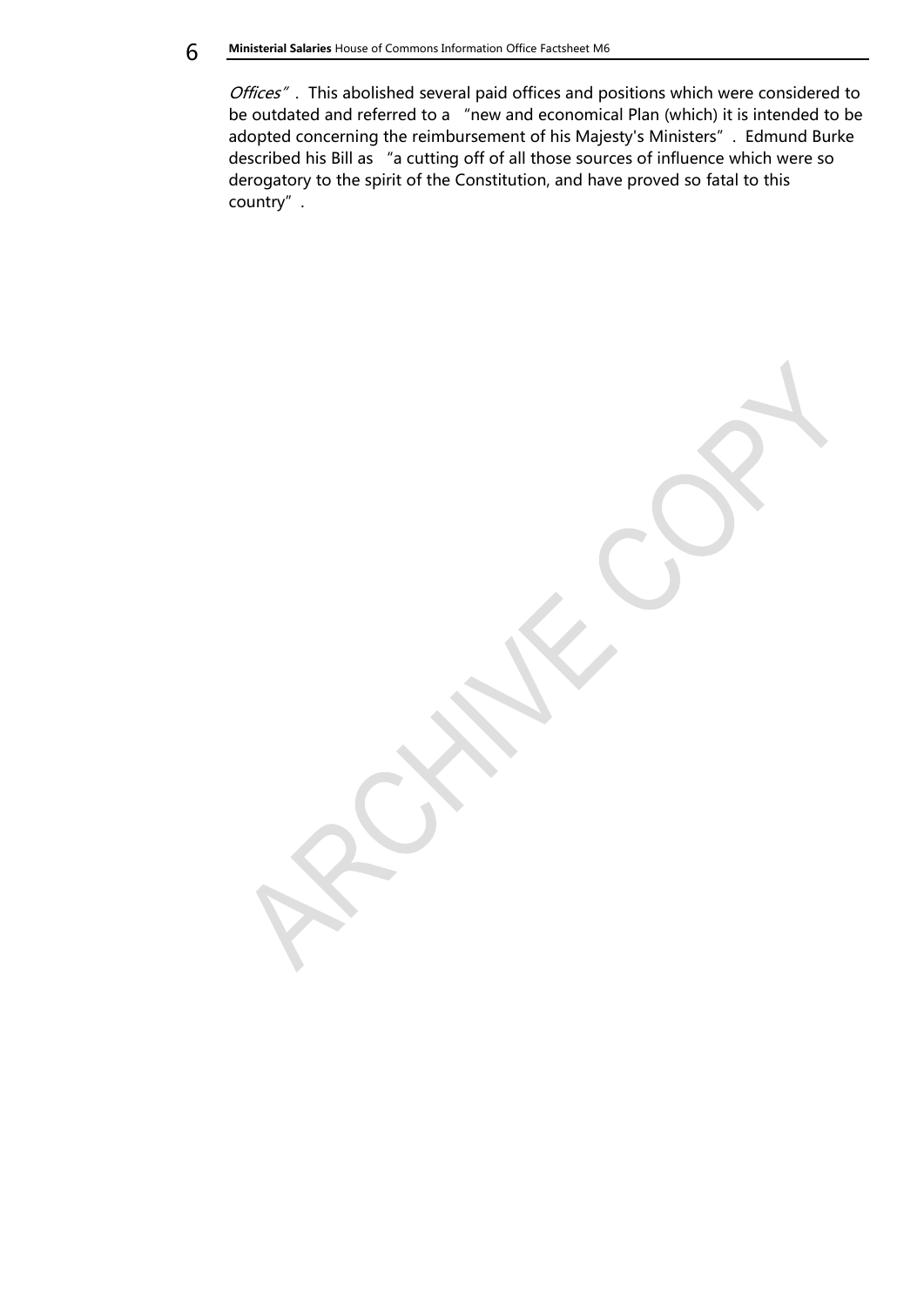*Offices"*. This abolished several paid offices and positions which were considered to be outdated and referred to a "new and economical Plan (which) it is intended to be adopted concerning the reimbursement of his Majesty's Ministers". Edmund Burke described his Bill as "a cutting off of all those sources of influence which were so derogatory to the spirit of the Constitution, and have proved so fatal to this country".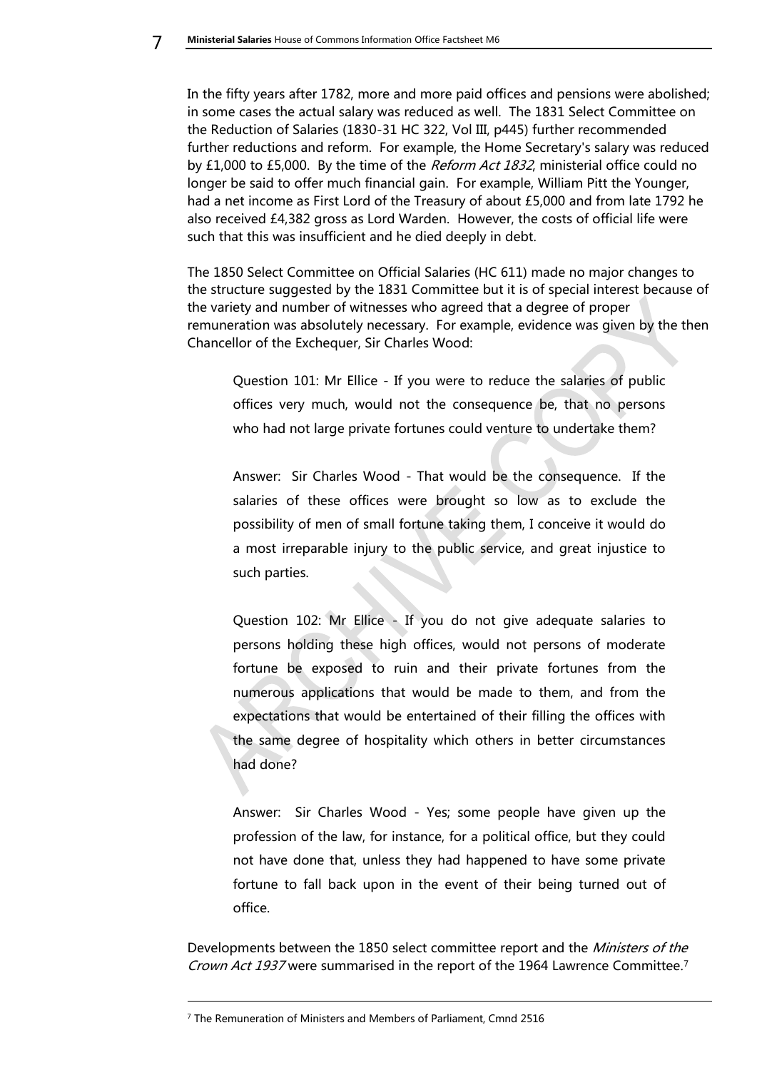In the fifty years after 1782, more and more paid offices and pensions were abolished; in some cases the actual salary was reduced as well. The 1831 Select Committee on the Reduction of Salaries (1830-31 HC 322, Vol III, p445) further recommended further reductions and reform. For example, the Home Secretary's salary was reduced by £1,000 to £5,000. By the time of the *Reform Act 1832*, ministerial office could no longer be said to offer much financial gain. For example, William Pitt the Younger, had a net income as First Lord of the Treasury of about £5,000 and from late 1792 he also received £4,382 gross as Lord Warden. However, the costs of official life were such that this was insufficient and he died deeply in debt.

The 1850 Select Committee on Official Salaries (HC 611) made no major changes to the structure suggested by the 1831 Committee but it is of special interest because of the variety and number of witnesses who agreed that a degree of proper remuneration was absolutely necessary. For example, evidence was given by the then Chancellor of the Exchequer, Sir Charles Wood:

> Question 101: Mr Ellice - If you were to reduce the salaries of public offices very much, would not the consequence be, that no persons who had not large private fortunes could venture to undertake them?
>
> Answer: Sir Charles Wood - That would be the consequence. If the salaries of these offices were brought so low as to exclude the possibility of men of small fortune taking them, I conceive it would do a most irreparable injury to the public service, and great injustice to such parties.
>
> Question 102: Mr Ellice - If you do not give adequate salaries to persons holding these high offices, would not persons of moderate fortune be exposed to ruin and their private fortunes from the numerous applications that would be made to them, and from the expectations that would be entertained of their filling the offices with the same degree of hospitality which others in better circumstances had done?
>
> Answer: Sir Charles Wood - Yes; some people have given up the profession of the law, for instance, for a political office, but they could not have done that, unless they had happened to have some private fortune to fall back upon in the event of their being turned out of office.

Developments between the 1850 select committee report and the *Ministers of the Crown Act 1937* were summarised in the report of the 1964 Lawrence Committee.[7]

---

[7] The Remuneration of Ministers and Members of Parliament, Cmnd 2516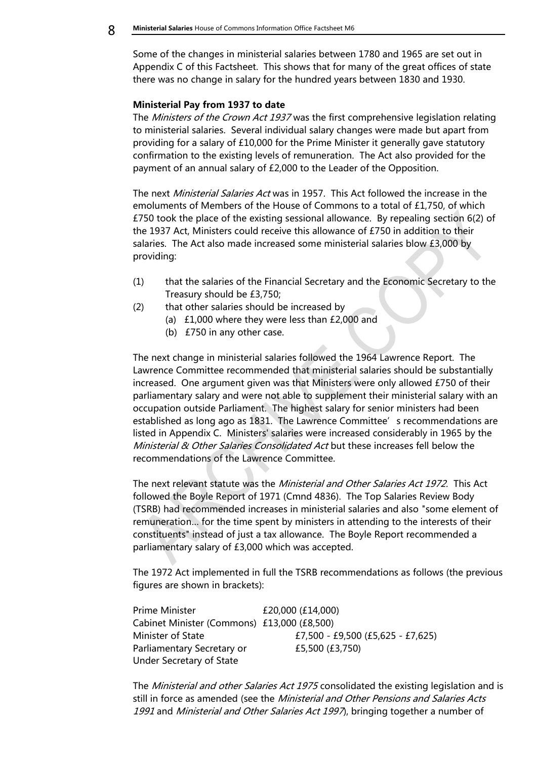Some of the changes in ministerial salaries between 1780 and 1965 are set out in Appendix C of this Factsheet. This shows that for many of the great offices of state there was no change in salary for the hundred years between 1830 and 1930.

**Ministerial Pay from 1937 to date**

The *Ministers of the Crown Act 1937* was the first comprehensive legislation relating to ministerial salaries. Several individual salary changes were made but apart from providing for a salary of £10,000 for the Prime Minister it generally gave statutory confirmation to the existing levels of remuneration. The Act also provided for the payment of an annual salary of £2,000 to the Leader of the Opposition.

The next *Ministerial Salaries Act* was in 1957. This Act followed the increase in the emoluments of Members of the House of Commons to a total of £1,750, of which £750 took the place of the existing sessional allowance. By repealing section 6(2) of the 1937 Act, Ministers could receive this allowance of £750 in addition to their salaries. The Act also made increased some ministerial salaries blow £3,000 by providing:

(1) that the salaries of the Financial Secretary and the Economic Secretary to the Treasury should be £3,750;

(2) that other salaries should be increased by
   (a) £1,000 where they were less than £2,000 and
   (b) £750 in any other case.

The next change in ministerial salaries followed the 1964 Lawrence Report. The Lawrence Committee recommended that ministerial salaries should be substantially increased. One argument given was that Ministers were only allowed £750 of their parliamentary salary and were not able to supplement their ministerial salary with an occupation outside Parliament. The highest salary for senior ministers had been established as long ago as 1831. The Lawrence Committee's recommendations are listed in Appendix C. Ministers' salaries were increased considerably in 1965 by the *Ministerial & Other Salaries Consolidated Act* but these increases fell below the recommendations of the Lawrence Committee.

The next relevant statute was the *Ministerial and Other Salaries Act 1972.* This Act followed the Boyle Report of 1971 (Cmnd 4836). The Top Salaries Review Body (TSRB) had recommended increases in ministerial salaries and also "some element of remuneration... for the time spent by ministers in attending to the interests of their constituents" instead of just a tax allowance. The Boyle Report recommended a parliamentary salary of £3,000 which was accepted.

The 1972 Act implemented in full the TSRB recommendations as follows (the previous figures are shown in brackets):

| | |
|---|---|
| Prime Minister | £20,000 (£14,000) |
| Cabinet Minister (Commons) | £13,000 (£8,500) |
| Minister of State | £7,500 - £9,500 (£5,625 - £7,625) |
| Parliamentary Secretary or Under Secretary of State | £5,500 (£3,750) |

The *Ministerial and other Salaries Act 1975* consolidated the existing legislation and is still in force as amended (see the *Ministerial and Other Pensions and Salaries Acts 1991* and *Ministerial and Other Salaries Act 1997*), bringing together a number of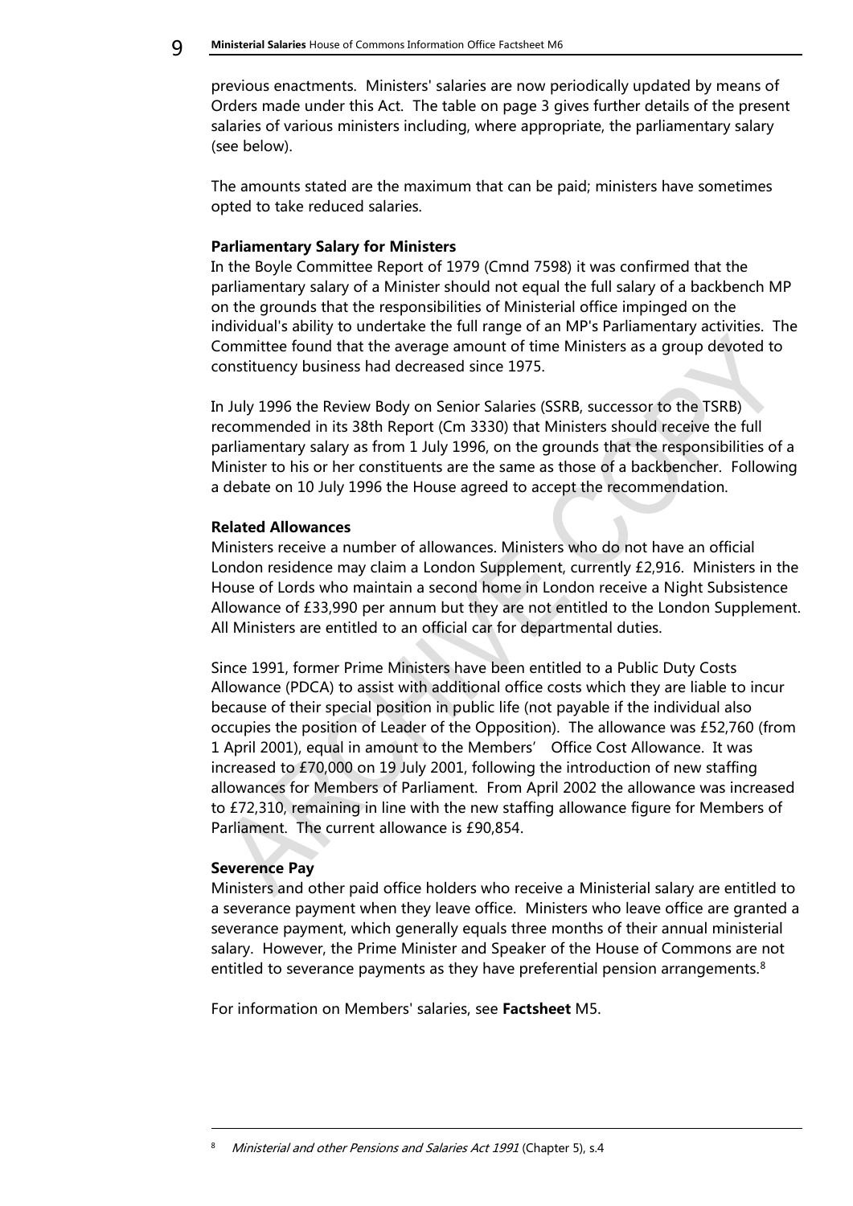previous enactments. Ministers' salaries are now periodically updated by means of Orders made under this Act. The table on page 3 gives further details of the present salaries of various ministers including, where appropriate, the parliamentary salary (see below).

The amounts stated are the maximum that can be paid; ministers have sometimes opted to take reduced salaries.

**Parliamentary Salary for Ministers**

In the Boyle Committee Report of 1979 (Cmnd 7598) it was confirmed that the parliamentary salary of a Minister should not equal the full salary of a backbench MP on the grounds that the responsibilities of Ministerial office impinged on the individual's ability to undertake the full range of an MP's Parliamentary activities. The Committee found that the average amount of time Ministers as a group devoted to constituency business had decreased since 1975.

In July 1996 the Review Body on Senior Salaries (SSRB, successor to the TSRB) recommended in its 38th Report (Cm 3330) that Ministers should receive the full parliamentary salary as from 1 July 1996, on the grounds that the responsibilities of a Minister to his or her constituents are the same as those of a backbencher. Following a debate on 10 July 1996 the House agreed to accept the recommendation.

**Related Allowances**

Ministers receive a number of allowances. Ministers who do not have an official London residence may claim a London Supplement, currently £2,916. Ministers in the House of Lords who maintain a second home in London receive a Night Subsistence Allowance of £33,990 per annum but they are not entitled to the London Supplement. All Ministers are entitled to an official car for departmental duties.

Since 1991, former Prime Ministers have been entitled to a Public Duty Costs Allowance (PDCA) to assist with additional office costs which they are liable to incur because of their special position in public life (not payable if the individual also occupies the position of Leader of the Opposition). The allowance was £52,760 (from 1 April 2001), equal in amount to the Members' Office Cost Allowance. It was increased to £70,000 on 19 July 2001, following the introduction of new staffing allowances for Members of Parliament. From April 2002 the allowance was increased to £72,310, remaining in line with the new staffing allowance figure for Members of Parliament. The current allowance is £90,854.

**Severence Pay**

Ministers and other paid office holders who receive a Ministerial salary are entitled to a severance payment when they leave office. Ministers who leave office are granted a severance payment, which generally equals three months of their annual ministerial salary. However, the Prime Minister and Speaker of the House of Commons are not entitled to severance payments as they have preferential pension arrangements.[8]

For information on Members' salaries, see **Factsheet** M5.

---

[8] *Ministerial and other Pensions and Salaries Act 1991* (Chapter 5), s.4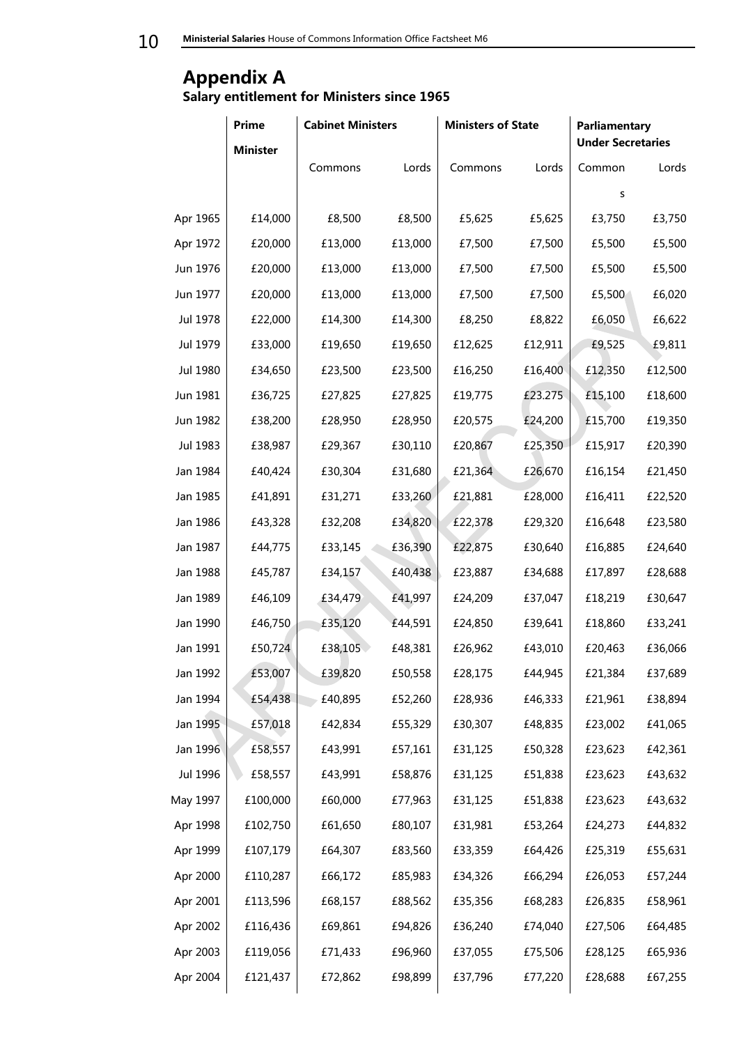## Appendix A

**Salary entitlement for Ministers since 1965**

| | Prime Minister | Cabinet Ministers | | Ministers of State | | Parliamentary Under Secretaries | |
|---|---|---|---|---|---|---|---|
| | | Commons | Lords | Commons | Lords | Commons | Lords |
| Apr 1965 | £14,000 | £8,500 | £8,500 | £5,625 | £5,625 | £3,750 | £3,750 |
| Apr 1972 | £20,000 | £13,000 | £13,000 | £7,500 | £7,500 | £5,500 | £5,500 |
| Jun 1976 | £20,000 | £13,000 | £13,000 | £7,500 | £7,500 | £5,500 | £5,500 |
| Jun 1977 | £20,000 | £13,000 | £13,000 | £7,500 | £7,500 | £5,500 | £6,020 |
| Jul 1978 | £22,000 | £14,300 | £14,300 | £8,250 | £8,822 | £6,050 | £6,622 |
| Jul 1979 | £33,000 | £19,650 | £19,650 | £12,625 | £12,911 | £9,525 | £9,811 |
| Jul 1980 | £34,650 | £23,500 | £23,500 | £16,250 | £16,400 | £12,350 | £12,500 |
| Jun 1981 | £36,725 | £27,825 | £27,825 | £19,775 | £23.275 | £15,100 | £18,600 |
| Jun 1982 | £38,200 | £28,950 | £28,950 | £20,575 | £24,200 | £15,700 | £19,350 |
| Jul 1983 | £38,987 | £29,367 | £30,110 | £20,867 | £25,350 | £15,917 | £20,390 |
| Jan 1984 | £40,424 | £30,304 | £31,680 | £21,364 | £26,670 | £16,154 | £21,450 |
| Jan 1985 | £41,891 | £31,271 | £33,260 | £21,881 | £28,000 | £16,411 | £22,520 |
| Jan 1986 | £43,328 | £32,208 | £34,820 | £22,378 | £29,320 | £16,648 | £23,580 |
| Jan 1987 | £44,775 | £33,145 | £36,390 | £22,875 | £30,640 | £16,885 | £24,640 |
| Jan 1988 | £45,787 | £34,157 | £40,438 | £23,887 | £34,688 | £17,897 | £28,688 |
| Jan 1989 | £46,109 | £34,479 | £41,997 | £24,209 | £37,047 | £18,219 | £30,647 |
| Jan 1990 | £46,750 | £35,120 | £44,591 | £24,850 | £39,641 | £18,860 | £33,241 |
| Jan 1991 | £50,724 | £38,105 | £48,381 | £26,962 | £43,010 | £20,463 | £36,066 |
| Jan 1992 | £53,007 | £39,820 | £50,558 | £28,175 | £44,945 | £21,384 | £37,689 |
| Jan 1994 | £54,438 | £40,895 | £52,260 | £28,936 | £46,333 | £21,961 | £38,894 |
| Jan 1995 | £57,018 | £42,834 | £55,329 | £30,307 | £48,835 | £23,002 | £41,065 |
| Jan 1996 | £58,557 | £43,991 | £57,161 | £31,125 | £50,328 | £23,623 | £42,361 |
| Jul 1996 | £58,557 | £43,991 | £58,876 | £31,125 | £51,838 | £23,623 | £43,632 |
| May 1997 | £100,000 | £60,000 | £77,963 | £31,125 | £51,838 | £23,623 | £43,632 |
| Apr 1998 | £102,750 | £61,650 | £80,107 | £31,981 | £53,264 | £24,273 | £44,832 |
| Apr 1999 | £107,179 | £64,307 | £83,560 | £33,359 | £64,426 | £25,319 | £55,631 |
| Apr 2000 | £110,287 | £66,172 | £85,983 | £34,326 | £66,294 | £26,053 | £57,244 |
| Apr 2001 | £113,596 | £68,157 | £88,562 | £35,356 | £68,283 | £26,835 | £58,961 |
| Apr 2002 | £116,436 | £69,861 | £94,826 | £36,240 | £74,040 | £27,506 | £64,485 |
| Apr 2003 | £119,056 | £71,433 | £96,960 | £37,055 | £75,506 | £28,125 | £65,936 |
| Apr 2004 | £121,437 | £72,862 | £98,899 | £37,796 | £77,220 | £28,688 | £67,255 |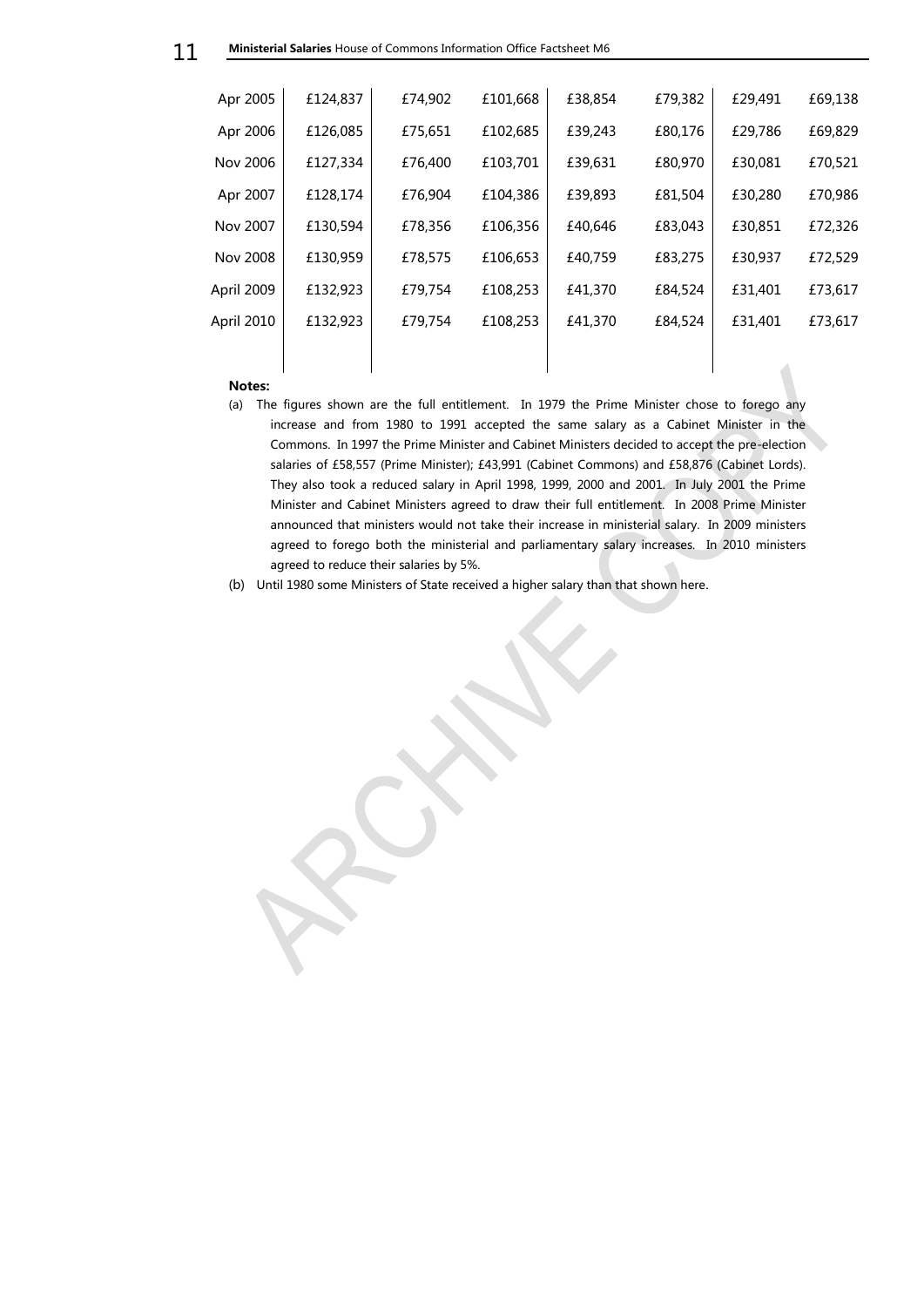| | | | | | | | |
|---|---|---|---|---|---|---|---|
| Apr 2005 | £124,837 | £74,902 | £101,668 | £38,854 | £79,382 | £29,491 | £69,138 |
| Apr 2006 | £126,085 | £75,651 | £102,685 | £39,243 | £80,176 | £29,786 | £69,829 |
| Nov 2006 | £127,334 | £76,400 | £103,701 | £39,631 | £80,970 | £30,081 | £70,521 |
| Apr 2007 | £128,174 | £76,904 | £104,386 | £39,893 | £81,504 | £30,280 | £70,986 |
| Nov 2007 | £130,594 | £78,356 | £106,356 | £40,646 | £83,043 | £30,851 | £72,326 |
| Nov 2008 | £130,959 | £78,575 | £106,653 | £40,759 | £83,275 | £30,937 | £72,529 |
| April 2009 | £132,923 | £79,754 | £108,253 | £41,370 | £84,524 | £31,401 | £73,617 |
| April 2010 | £132,923 | £79,754 | £108,253 | £41,370 | £84,524 | £31,401 | £73,617 |

**Notes:**

(a) The figures shown are the full entitlement. In 1979 the Prime Minister chose to forego any increase and from 1980 to 1991 accepted the same salary as a Cabinet Minister in the Commons. In 1997 the Prime Minister and Cabinet Ministers decided to accept the pre-election salaries of £58,557 (Prime Minister); £43,991 (Cabinet Commons) and £58,876 (Cabinet Lords). They also took a reduced salary in April 1998, 1999, 2000 and 2001. In July 2001 the Prime Minister and Cabinet Ministers agreed to draw their full entitlement. In 2008 Prime Minister announced that ministers would not take their increase in ministerial salary. In 2009 ministers agreed to forego both the ministerial and parliamentary salary increases. In 2010 ministers agreed to reduce their salaries by 5%.

(b) Until 1980 some Ministers of State received a higher salary than that shown here.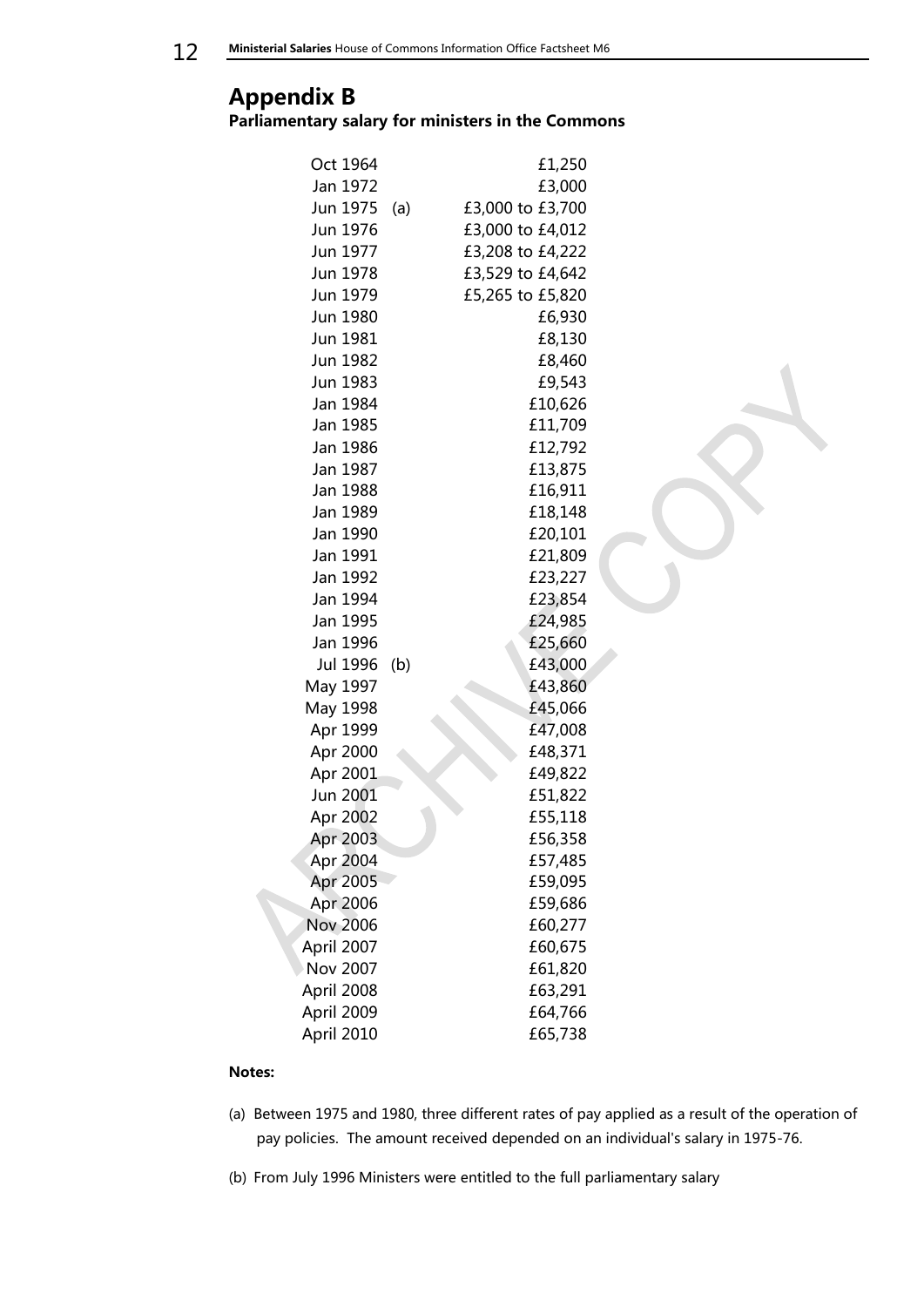## Appendix B

**Parliamentary salary for ministers in the Commons**

| Date | Note | Salary |
|---|---|---|
| Oct 1964 | | £1,250 |
| Jan 1972 | | £3,000 |
| Jun 1975 | (a) | £3,000 to £3,700 |
| Jun 1976 | | £3,000 to £4,012 |
| Jun 1977 | | £3,208 to £4,222 |
| Jun 1978 | | £3,529 to £4,642 |
| Jun 1979 | | £5,265 to £5,820 |
| Jun 1980 | | £6,930 |
| Jun 1981 | | £8,130 |
| Jun 1982 | | £8,460 |
| Jun 1983 | | £9,543 |
| Jan 1984 | | £10,626 |
| Jan 1985 | | £11,709 |
| Jan 1986 | | £12,792 |
| Jan 1987 | | £13,875 |
| Jan 1988 | | £16,911 |
| Jan 1989 | | £18,148 |
| Jan 1990 | | £20,101 |
| Jan 1991 | | £21,809 |
| Jan 1992 | | £23,227 |
| Jan 1994 | | £23,854 |
| Jan 1995 | | £24,985 |
| Jan 1996 | | £25,660 |
| Jul 1996 | (b) | £43,000 |
| May 1997 | | £43,860 |
| May 1998 | | £45,066 |
| Apr 1999 | | £47,008 |
| Apr 2000 | | £48,371 |
| Apr 2001 | | £49,822 |
| Jun 2001 | | £51,822 |
| Apr 2002 | | £55,118 |
| Apr 2003 | | £56,358 |
| Apr 2004 | | £57,485 |
| Apr 2005 | | £59,095 |
| Apr 2006 | | £59,686 |
| Nov 2006 | | £60,277 |
| April 2007 | | £60,675 |
| Nov 2007 | | £61,820 |
| April 2008 | | £63,291 |
| April 2009 | | £64,766 |
| April 2010 | | £65,738 |

**Notes:**

(a) Between 1975 and 1980, three different rates of pay applied as a result of the operation of pay policies. The amount received depended on an individual's salary in 1975-76.

(b) From July 1996 Ministers were entitled to the full parliamentary salary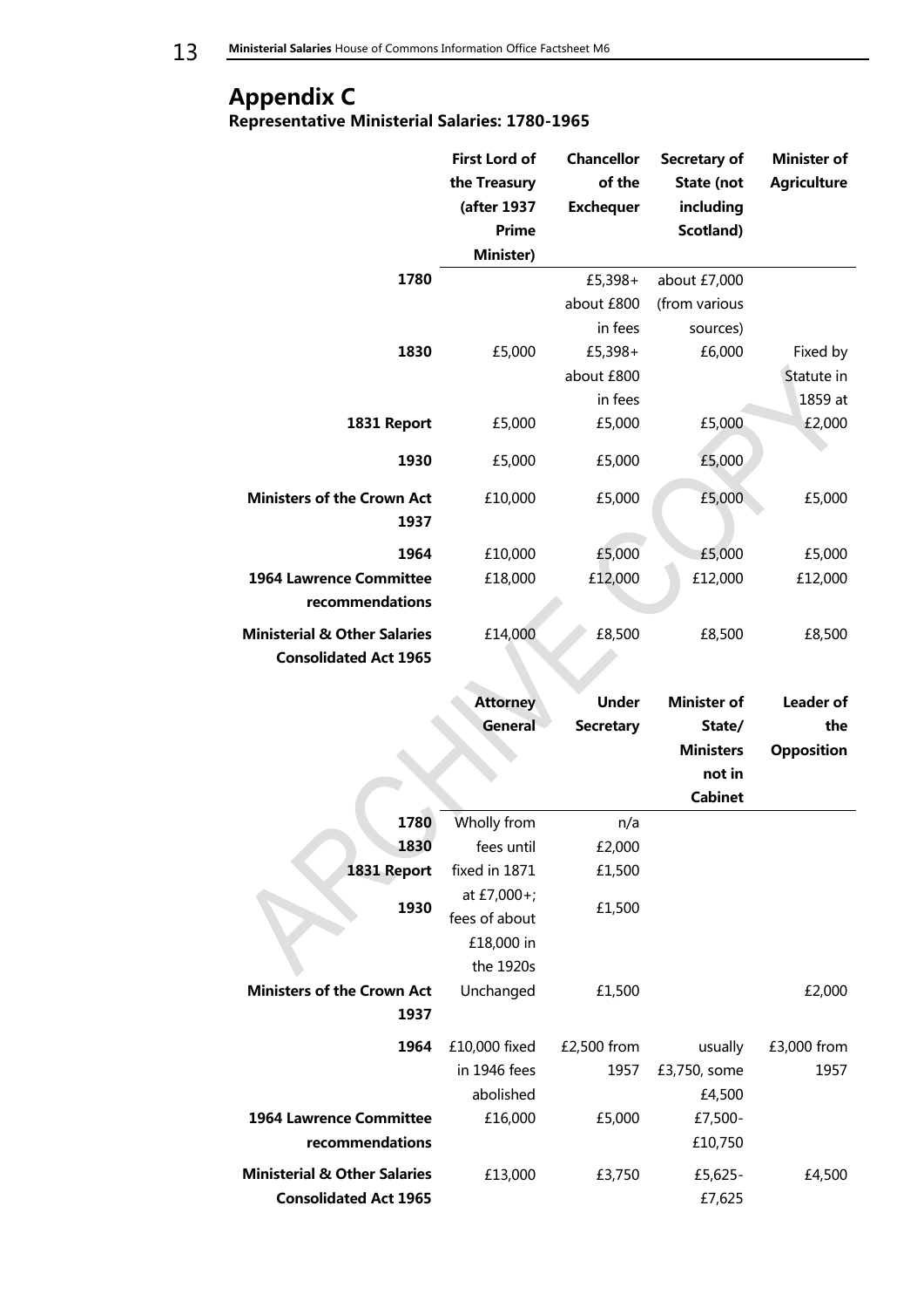## Appendix C

### Representative Ministerial Salaries: 1780-1965

| | First Lord of the Treasury (after 1937 Prime Minister) | Chancellor of the Exchequer | Secretary of State (not including Scotland) | Minister of Agriculture |
|---|---|---|---|---|
| **1780** | | £5,398+ about £800 in fees | about £7,000 (from various sources) | |
| **1830** | £5,000 | £5,398+ about £800 in fees | £6,000 | Fixed by Statute in 1859 at |
| **1831 Report** | £5,000 | £5,000 | £5,000 | £2,000 |
| **1930** | £5,000 | £5,000 | £5,000 | |
| **Ministers of the Crown Act 1937** | £10,000 | £5,000 | £5,000 | £5,000 |
| **1964** | £10,000 | £5,000 | £5,000 | £5,000 |
| **1964 Lawrence Committee recommendations** | £18,000 | £12,000 | £12,000 | £12,000 |
| **Ministerial & Other Salaries Consolidated Act 1965** | £14,000 | £8,500 | £8,500 | £8,500 |

| | Attorney General | Under Secretary | Minister of State/ Ministers not in Cabinet | Leader of the Opposition |
|---|---|---|---|---|
| **1780** | Wholly from | n/a | | |
| **1830** | fees until | £2,000 | | |
| **1831 Report** | fixed in 1871 | £1,500 | | |
| **1930** | at £7,000+; fees of about £18,000 in the 1920s | £1,500 | | |
| **Ministers of the Crown Act 1937** | Unchanged | £1,500 | | £2,000 |
| **1964** | £10,000 fixed in 1946 fees abolished | £2,500 from 1957 | usually £3,750, some £4,500 | £3,000 from 1957 |
| **1964 Lawrence Committee recommendations** | £16,000 | £5,000 | £7,500-£10,750 | |
| **Ministerial & Other Salaries Consolidated Act 1965** | £13,000 | £3,750 | £5,625-£7,625 | £4,500 |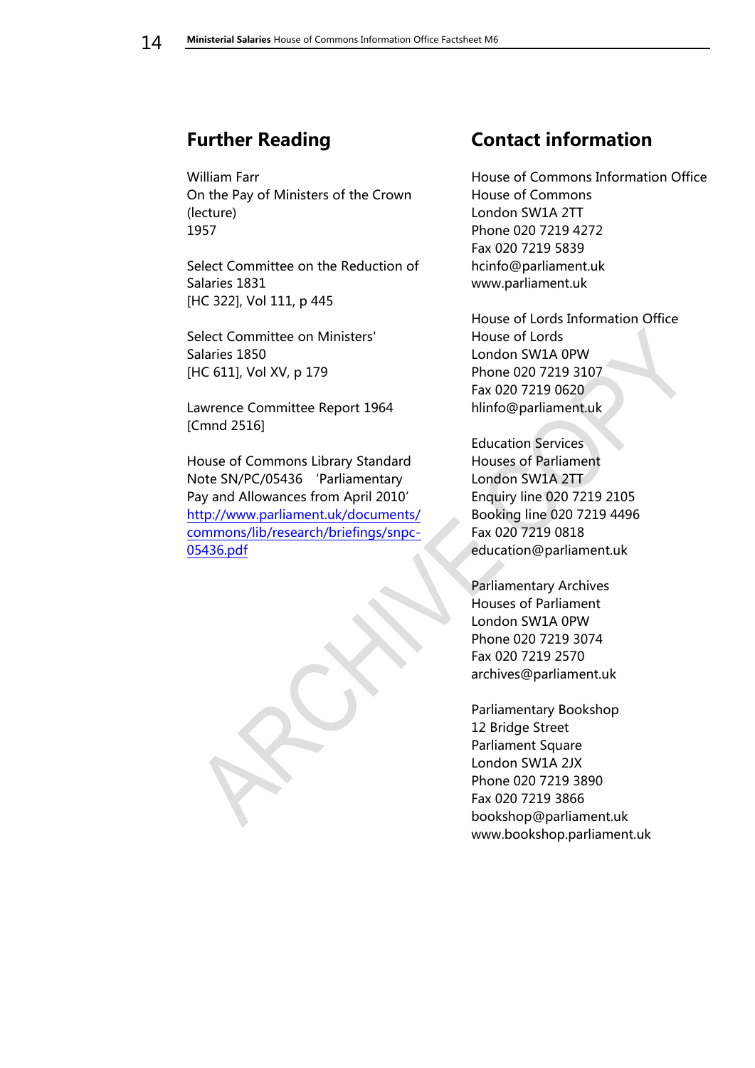## Further Reading

William Farr
On the Pay of Ministers of the Crown (lecture)
1957

Select Committee on the Reduction of Salaries 1831
[HC 322], Vol 111, p 445

Select Committee on Ministers' Salaries 1850
[HC 611], Vol XV, p 179

Lawrence Committee Report 1964
[Cmnd 2516]

House of Commons Library Standard Note SN/PC/05436 'Parliamentary Pay and Allowances from April 2010'
[http://www.parliament.uk/documents/commons/lib/research/briefings/snpc-05436.pdf](http://www.parliament.uk/documents/commons/lib/research/briefings/snpc-05436.pdf)

## Contact information

House of Commons Information Office
House of Commons
London SW1A 2TT
Phone 020 7219 4272
Fax 020 7219 5839
hcinfo@parliament.uk
www.parliament.uk

House of Lords Information Office
House of Lords
London SW1A 0PW
Phone 020 7219 3107
Fax 020 7219 0620
hlinfo@parliament.uk

Education Services
Houses of Parliament
London SW1A 2TT
Enquiry line 020 7219 2105
Booking line 020 7219 4496
Fax 020 7219 0818
education@parliament.uk

Parliamentary Archives
Houses of Parliament
London SW1A 0PW
Phone 020 7219 3074
Fax 020 7219 2570
archives@parliament.uk

Parliamentary Bookshop
12 Bridge Street
Parliament Square
London SW1A 2JX
Phone 020 7219 3890
Fax 020 7219 3866
bookshop@parliament.uk
www.bookshop.parliament.uk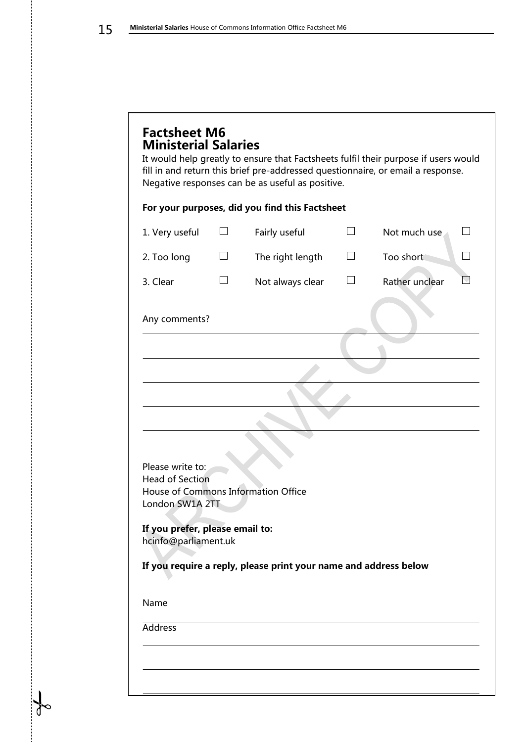# Factsheet M6
## Ministerial Salaries

It would help greatly to ensure that Factsheets fulfil their purpose if users would fill in and return this brief pre-addressed questionnaire, or email a response. Negative responses can be as useful as positive.

**For your purposes, did you find this Factsheet**

| | | | | | |
|---|---|---|---|---|---|
| 1. Very useful | ☐ | Fairly useful | ☐ | Not much use | ☐ |
| 2. Too long | ☐ | The right length | ☐ | Too short | ☐ |
| 3. Clear | ☐ | Not always clear | ☐ | Rather unclear | ☐ |

Any comments?

Please write to:
Head of Section
House of Commons Information Office
London SW1A 2TT

**If you prefer, please email to:**
hcinfo@parliament.uk

**If you require a reply, please print your name and address below**

Name

Address

ARCHIVE COPY